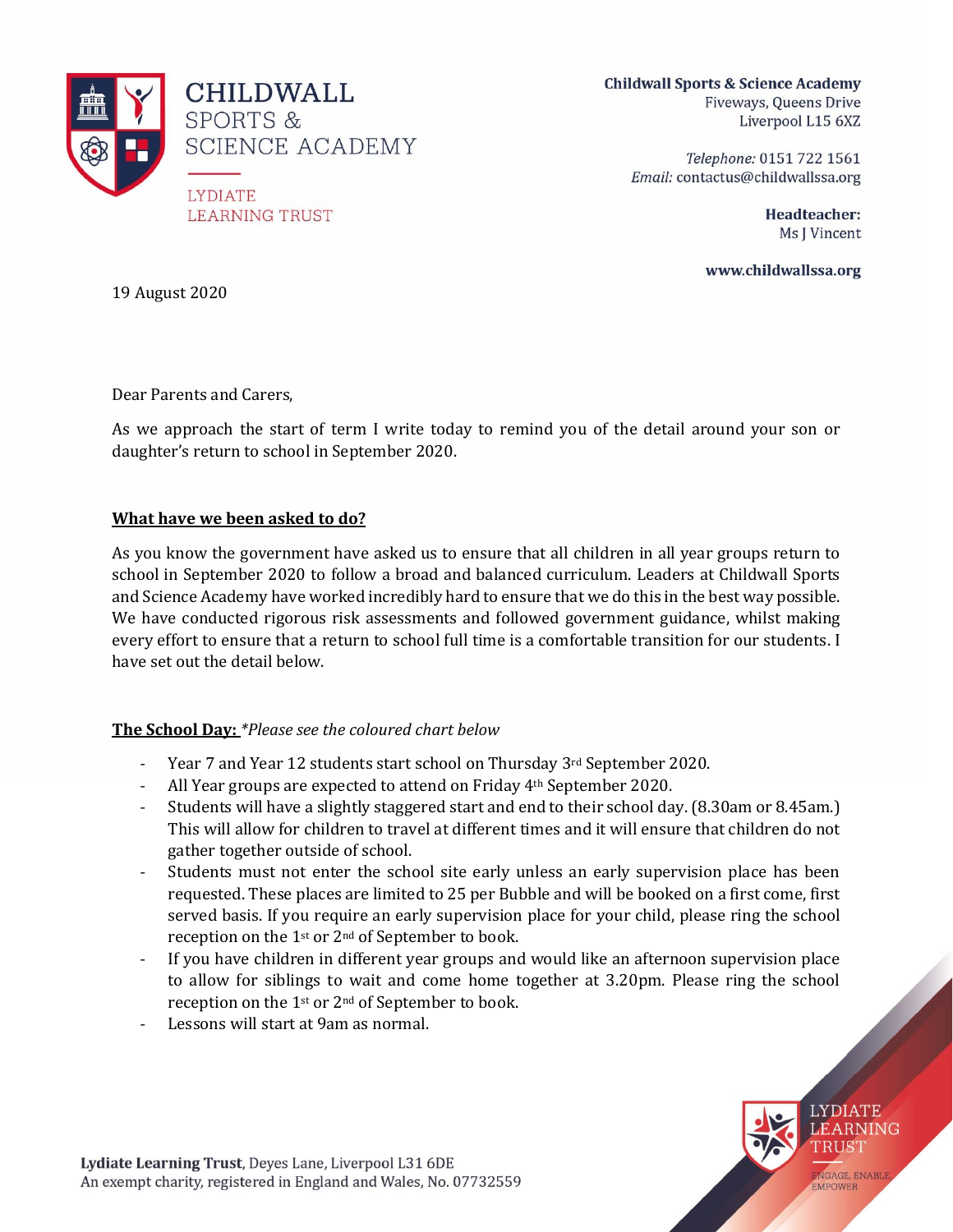**CHILDWALL SPORTS & SCIENCE ACADEMY**

LYDIATE LEARNING TRUST

**Childwall Sports & Science Academy**
Fiveways, Queens Drive
Liverpool L15 6XZ

*Telephone:* 0151 722 1561
*Email:* contactus@childwallssa.org

**Headteacher:**
Ms J Vincent

**www.childwallssa.org**

19 August 2020

Dear Parents and Carers,

As we approach the start of term I write today to remind you of the detail around your son or daughter's return to school in September 2020.

**<u>What have we been asked to do?</u>**

As you know the government have asked us to ensure that all children in all year groups return to school in September 2020 to follow a broad and balanced curriculum. Leaders at Childwall Sports and Science Academy have worked incredibly hard to ensure that we do this in the best way possible. We have conducted rigorous risk assessments and followed government guidance, whilst making every effort to ensure that a return to school full time is a comfortable transition for our students. I have set out the detail below.

**<u>The School Day:</u>** *\*Please see the coloured chart below*

- Year 7 and Year 12 students start school on Thursday 3rd September 2020.
- All Year groups are expected to attend on Friday 4th September 2020.
- Students will have a slightly staggered start and end to their school day. (8.30am or 8.45am.) This will allow for children to travel at different times and it will ensure that children do not gather together outside of school.
- Students must not enter the school site early unless an early supervision place has been requested. These places are limited to 25 per Bubble and will be booked on a first come, first served basis. If you require an early supervision place for your child, please ring the school reception on the 1st or 2nd of September to book.
- If you have children in different year groups and would like an afternoon supervision place to allow for siblings to wait and come home together at 3.20pm. Please ring the school reception on the 1st or 2nd of September to book.
- Lessons will start at 9am as normal.

**Lydiate Learning Trust**, Deyes Lane, Liverpool L31 6DE
An exempt charity, registered in England and Wales, No. 07732559

LYDIATE LEARNING TRUST
ENGAGE, ENABLE, EMPOWER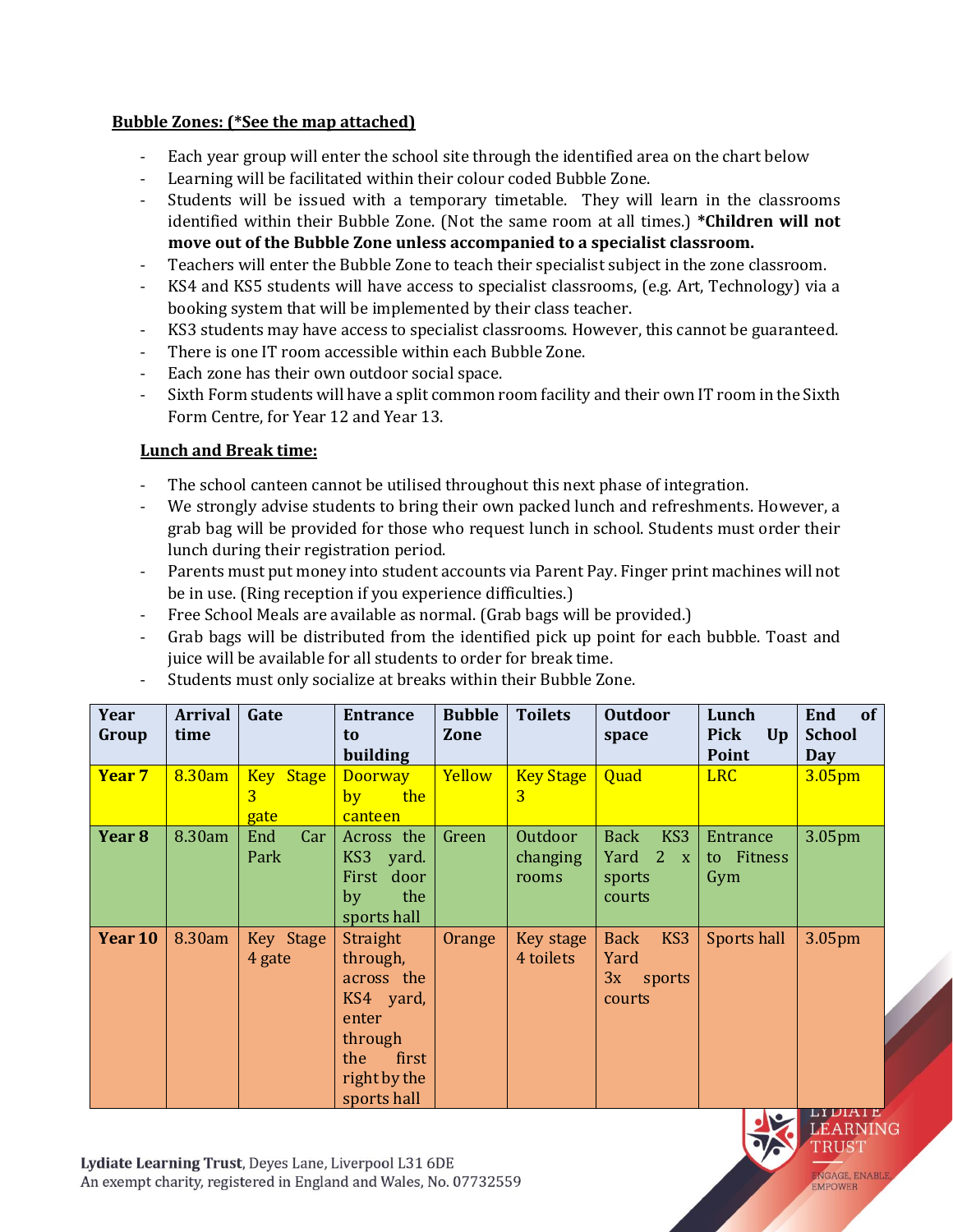**Bubble Zones: (*See the map attached)**

- Each year group will enter the school site through the identified area on the chart below
- Learning will be facilitated within their colour coded Bubble Zone.
- Students will be issued with a temporary timetable. They will learn in the classrooms identified within their Bubble Zone. (Not the same room at all times.) ***Children will not move out of the Bubble Zone unless accompanied to a specialist classroom.**
- Teachers will enter the Bubble Zone to teach their specialist subject in the zone classroom.
- KS4 and KS5 students will have access to specialist classrooms, (e.g. Art, Technology) via a booking system that will be implemented by their class teacher.
- KS3 students may have access to specialist classrooms. However, this cannot be guaranteed.
- There is one IT room accessible within each Bubble Zone.
- Each zone has their own outdoor social space.
- Sixth Form students will have a split common room facility and their own IT room in the Sixth Form Centre, for Year 12 and Year 13.

**Lunch and Break time:**

- The school canteen cannot be utilised throughout this next phase of integration.
- We strongly advise students to bring their own packed lunch and refreshments. However, a grab bag will be provided for those who request lunch in school. Students must order their lunch during their registration period.
- Parents must put money into student accounts via Parent Pay. Finger print machines will not be in use. (Ring reception if you experience difficulties.)
- Free School Meals are available as normal. (Grab bags will be provided.)
- Grab bags will be distributed from the identified pick up point for each bubble. Toast and juice will be available for all students to order for break time.
- Students must only socialize at breaks within their Bubble Zone.

| Year Group | Arrival time | Gate | Entrance to building | Bubble Zone | Toilets | Outdoor space | Lunch Pick Up Point | End of School Day |
|---|---|---|---|---|---|---|---|---|
| **Year 7** | 8.30am | Key Stage 3 gate | Doorway by the canteen | Yellow | Key Stage 3 | Quad | LRC | 3.05pm |
| **Year 8** | 8.30am | End Car Park | Across the KS3 yard. First door by the sports hall | Green | Outdoor changing rooms | Back KS3 Yard 2 x sports courts | Entrance to Fitness Gym | 3.05pm |
| **Year 10** | 8.30am | Key Stage 4 gate | Straight through, across the KS4 yard, enter through the first right by the sports hall | Orange | Key stage 4 toilets | Back KS3 Yard 3x sports courts | Sports hall | 3.05pm |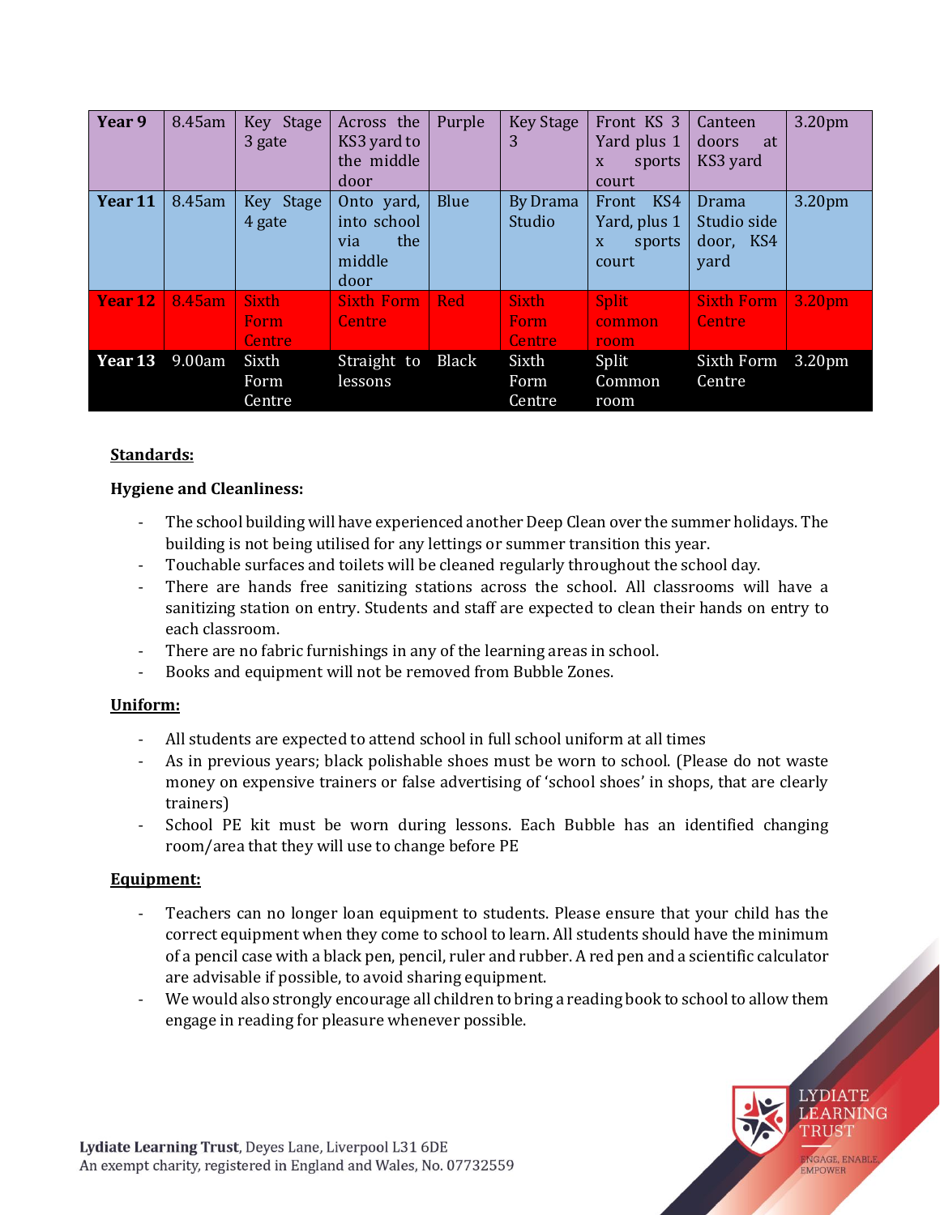| Year 9 | 8.45am | Key Stage 3 gate | Across the KS3 yard to the middle door | Purple | Key Stage 3 | Front KS 3 Yard plus 1 x sports court | Canteen doors at KS3 yard | 3.20pm |
|---|---|---|---|---|---|---|---|---|
| **Year 11** | 8.45am | Key Stage 4 gate | Onto yard, into school via the middle door | Blue | By Drama Studio | Front KS4 Yard, plus 1 x sports court | Drama Studio side door, KS4 yard | 3.20pm |
| **Year 12** | 8.45am | Sixth Form Centre | Sixth Form Centre | Red | Sixth Form Centre | Split common room | Sixth Form Centre | 3.20pm |
| **Year 13** | 9.00am | Sixth Form Centre | Straight to lessons | Black | Sixth Form Centre | Split Common room | Sixth Form Centre | 3.20pm |

## Standards:

### Hygiene and Cleanliness:

- The school building will have experienced another Deep Clean over the summer holidays. The building is not being utilised for any lettings or summer transition this year.
- Touchable surfaces and toilets will be cleaned regularly throughout the school day.
- There are hands free sanitizing stations across the school. All classrooms will have a sanitizing station on entry. Students and staff are expected to clean their hands on entry to each classroom.
- There are no fabric furnishings in any of the learning areas in school.
- Books and equipment will not be removed from Bubble Zones.

## Uniform:

- All students are expected to attend school in full school uniform at all times
- As in previous years; black polishable shoes must be worn to school. (Please do not waste money on expensive trainers or false advertising of 'school shoes' in shops, that are clearly trainers)
- School PE kit must be worn during lessons. Each Bubble has an identified changing room/area that they will use to change before PE

## Equipment:

- Teachers can no longer loan equipment to students. Please ensure that your child has the correct equipment when they come to school to learn. All students should have the minimum of a pencil case with a black pen, pencil, ruler and rubber. A red pen and a scientific calculator are advisable if possible, to avoid sharing equipment.
- We would also strongly encourage all children to bring a reading book to school to allow them engage in reading for pleasure whenever possible.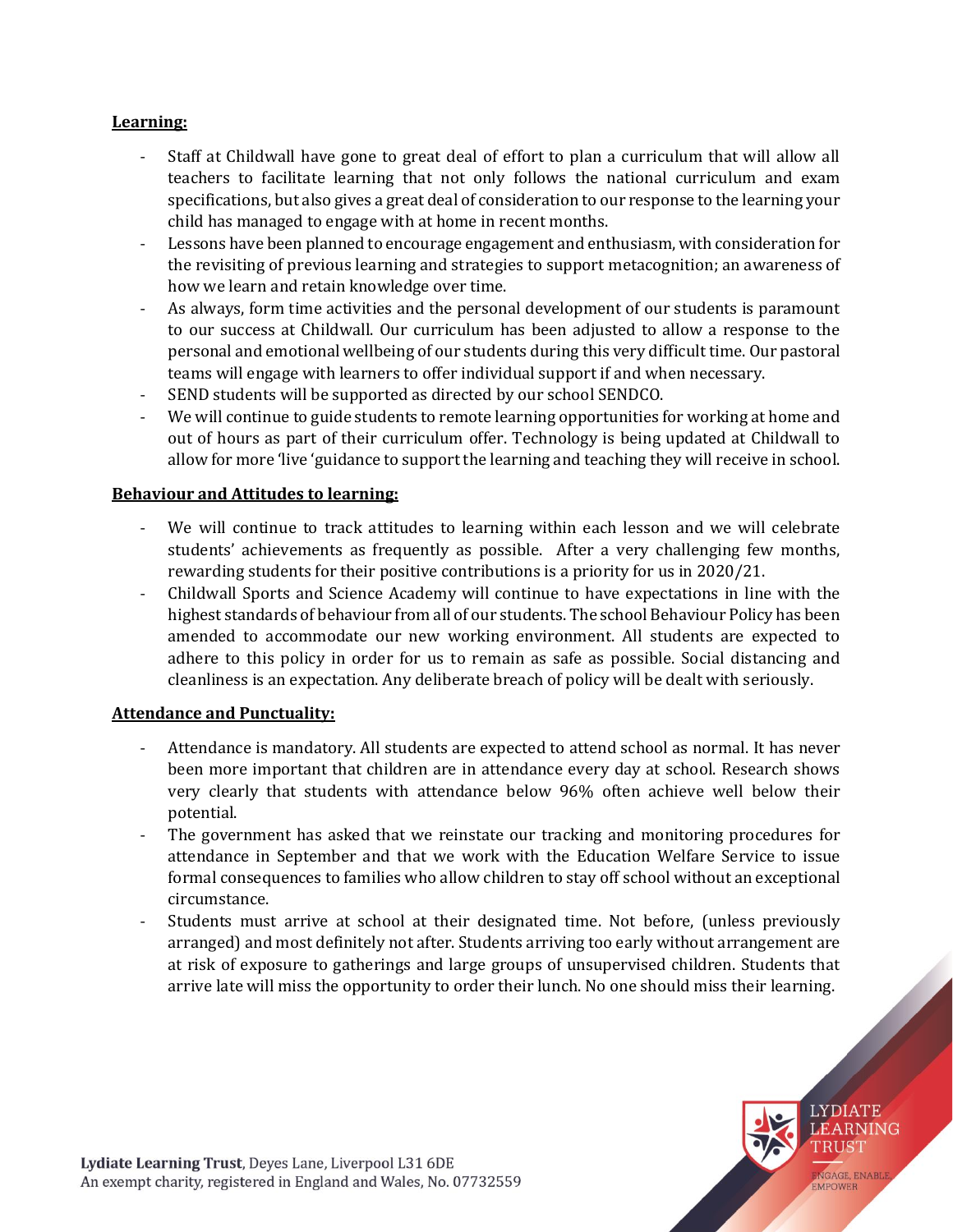**Learning:**

- Staff at Childwall have gone to great deal of effort to plan a curriculum that will allow all teachers to facilitate learning that not only follows the national curriculum and exam specifications, but also gives a great deal of consideration to our response to the learning your child has managed to engage with at home in recent months.
- Lessons have been planned to encourage engagement and enthusiasm, with consideration for the revisiting of previous learning and strategies to support metacognition; an awareness of how we learn and retain knowledge over time.
- As always, form time activities and the personal development of our students is paramount to our success at Childwall. Our curriculum has been adjusted to allow a response to the personal and emotional wellbeing of our students during this very difficult time. Our pastoral teams will engage with learners to offer individual support if and when necessary.
- SEND students will be supported as directed by our school SENDCO.
- We will continue to guide students to remote learning opportunities for working at home and out of hours as part of their curriculum offer. Technology is being updated at Childwall to allow for more 'live 'guidance to support the learning and teaching they will receive in school.

**Behaviour and Attitudes to learning:**

- We will continue to track attitudes to learning within each lesson and we will celebrate students' achievements as frequently as possible. After a very challenging few months, rewarding students for their positive contributions is a priority for us in 2020/21.
- Childwall Sports and Science Academy will continue to have expectations in line with the highest standards of behaviour from all of our students. The school Behaviour Policy has been amended to accommodate our new working environment. All students are expected to adhere to this policy in order for us to remain as safe as possible. Social distancing and cleanliness is an expectation. Any deliberate breach of policy will be dealt with seriously.

**Attendance and Punctuality:**

- Attendance is mandatory. All students are expected to attend school as normal. It has never been more important that children are in attendance every day at school. Research shows very clearly that students with attendance below 96% often achieve well below their potential.
- The government has asked that we reinstate our tracking and monitoring procedures for attendance in September and that we work with the Education Welfare Service to issue formal consequences to families who allow children to stay off school without an exceptional circumstance.
- Students must arrive at school at their designated time. Not before, (unless previously arranged) and most definitely not after. Students arriving too early without arrangement are at risk of exposure to gatherings and large groups of unsupervised children. Students that arrive late will miss the opportunity to order their lunch. No one should miss their learning.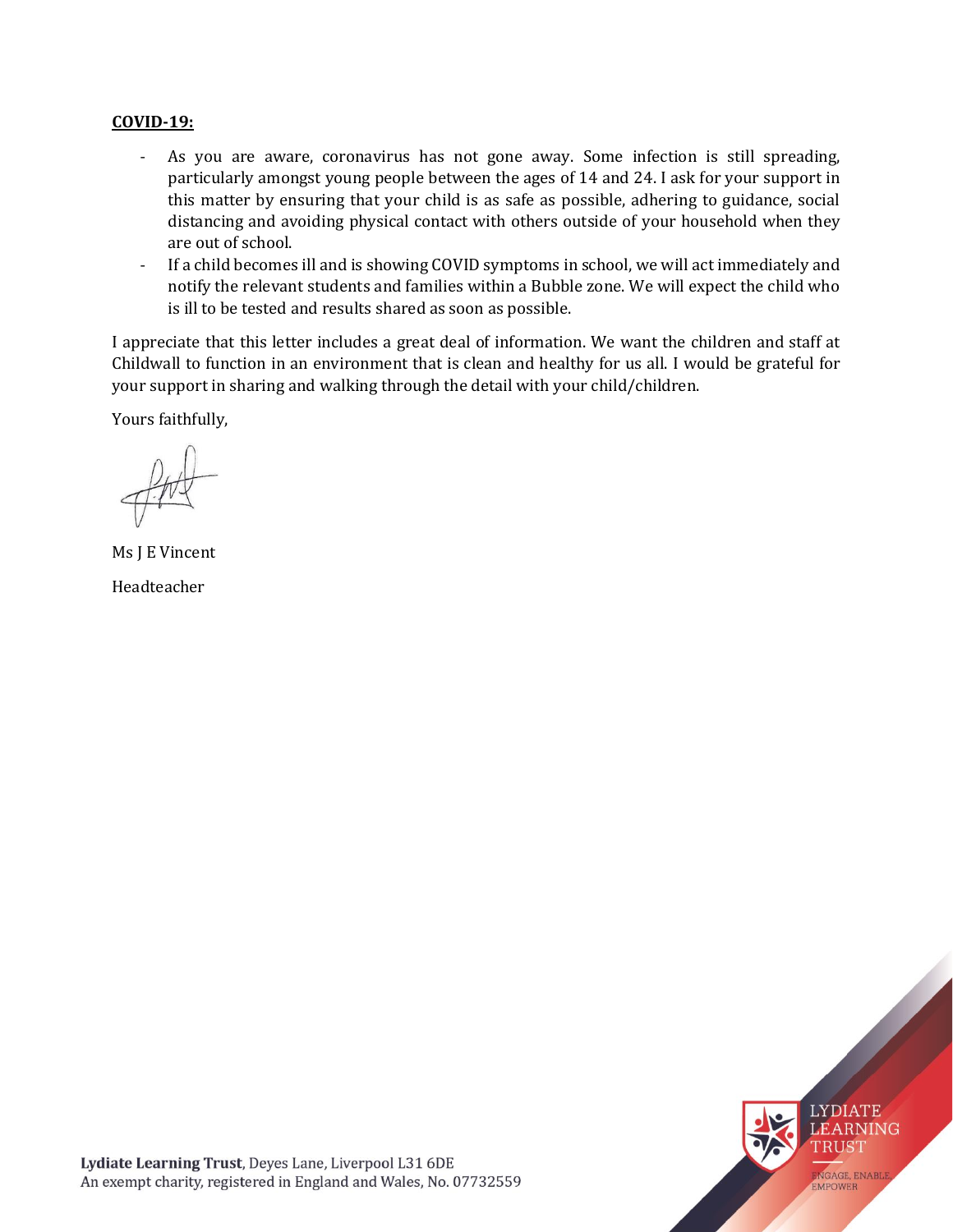**COVID-19:**

- As you are aware, coronavirus has not gone away. Some infection is still spreading, particularly amongst young people between the ages of 14 and 24. I ask for your support in this matter by ensuring that your child is as safe as possible, adhering to guidance, social distancing and avoiding physical contact with others outside of your household when they are out of school.
- If a child becomes ill and is showing COVID symptoms in school, we will act immediately and notify the relevant students and families within a Bubble zone. We will expect the child who is ill to be tested and results shared as soon as possible.

I appreciate that this letter includes a great deal of information. We want the children and staff at Childwall to function in an environment that is clean and healthy for us all. I would be grateful for your support in sharing and walking through the detail with your child/children.

Yours faithfully,

Ms J E Vincent

Headteacher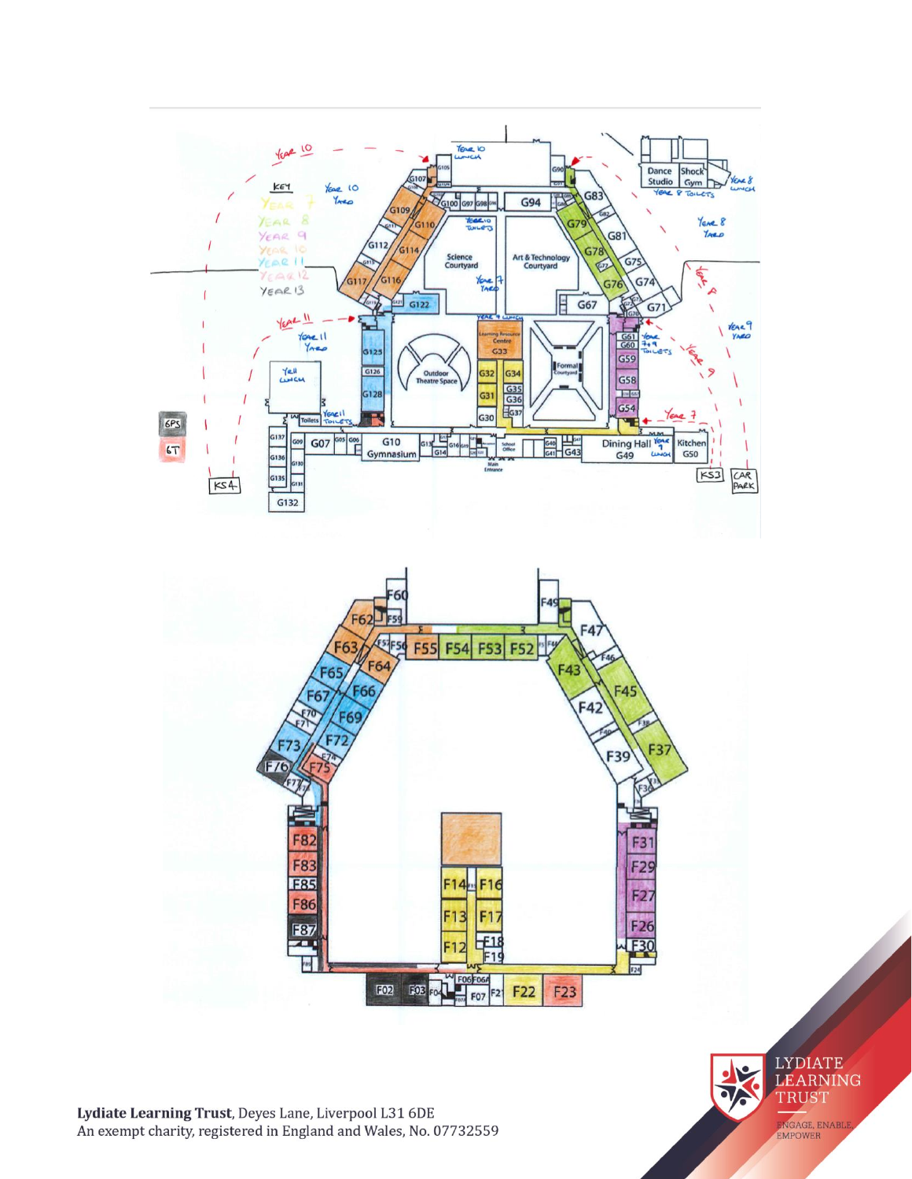KEY

YEAR 7

YEAR 8

YEAR 9

YEAR 10

YEAR 11

YEAR 12

YEAR 13

6PS

6T

Year 10

Year 10 Lunch

Year 10 Yard

Year 10 Toilets

Science Courtyard

Art & Technology Courtyard

Year 7 Yard

Year 8 Lunch

Year 8 Toilets

Year 8 Yard

Year 8

Year 9 Yard

Year 9

Year 9 Lunch

Year 7+9 Toilets

Year 11

Year 11 Yard

Year 11 Lunch

Year 11 Toilets

Year 7

Year 7 Lunch

Outdoor Theatre Space

Learning Resource Centre

Formal Courtyard

Dance Studio

Shock Gym

G10 Gymnasium

Dining Hall G49

Kitchen G50

School Office

Main Entrance

Toilets

KS4

KS3

CAR PARK

G105, G107, G109, G110, G112, G114, G116, G117, G122, G123, G126, G128, G100, G97, G98, G94, G90, G83, G79, G81, G78, G75, G76, G74, G67, G71, G61, G60, G59, G58, G54, G33, G32, G34, G31, G35, G36, G37, G30, G137, G09, G07, G05, G06, G13, G14, G16, G19, G40, G41, G43, G136, G130, G135, G131, G132

F60, F62, F59, F63, F57, F56, F55, F54, F53, F52, F49, F47, F43, F46, F64, F65, F66, F67, F69, F70, F71, F45, F42, F38, F73, F72, F74, F76, F75, F77, F39, F37, F40, F36, F82, F83, F85, F86, F87, F31, F29, F27, F26, F30, F14, F16, F13, F17, F12, F18, F19, F24, F02, F03, F04, F06, F06A, F07, F21, F22, F23

**Lydiate Learning Trust**, Deyes Lane, Liverpool L31 6DE
An exempt charity, registered in England and Wales, No. 07732559

LYDIATE LEARNING TRUST

ENGAGE, ENABLE, EMPOWER